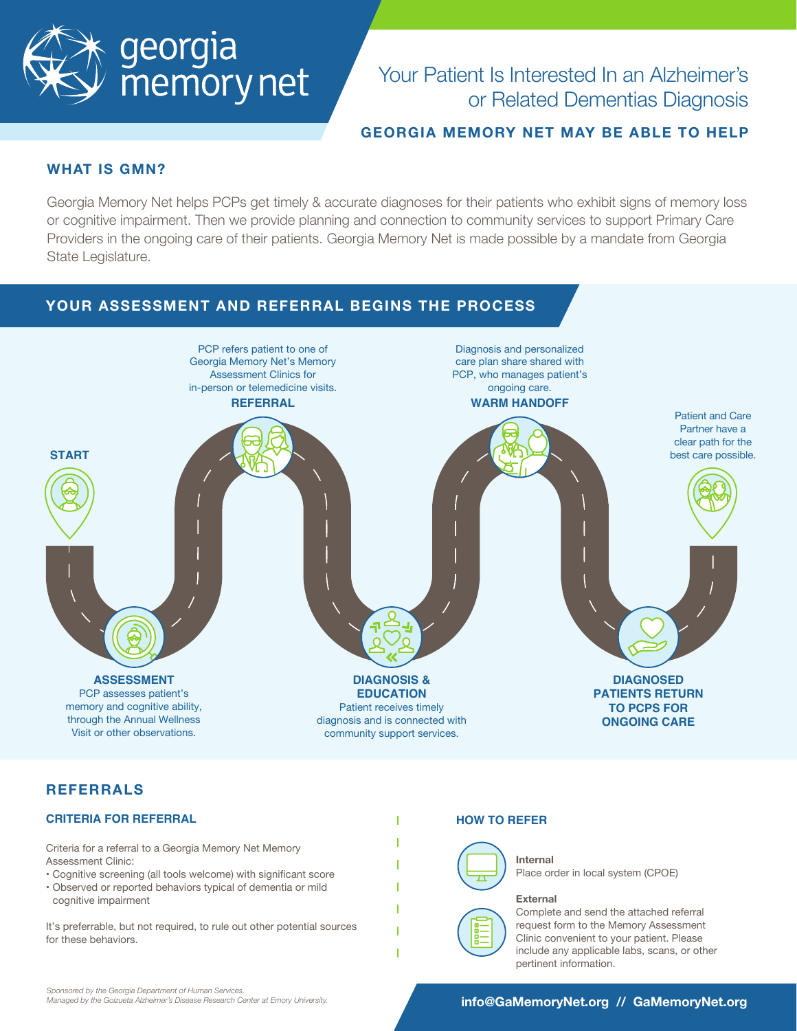# georgia memory net

## Your Patient Is Interested In an Alzheimer's or Related Dementias Diagnosis

**GEORGIA MEMORY NET MAY BE ABLE TO HELP**

### WHAT IS GMN?

Georgia Memory Net helps PCPs get timely & accurate diagnoses for their patients who exhibit signs of memory loss or cognitive impairment. Then we provide planning and connection to community services to support Primary Care Providers in the ongoing care of their patients. Georgia Memory Net is made possible by a mandate from Georgia State Legislature.

### YOUR ASSESSMENT AND REFERRAL BEGINS THE PROCESS

**START**

**ASSESSMENT**
PCP assesses patient's memory and cognitive ability, through the Annual Wellness Visit or other observations.

**REFERRAL**
PCP refers patient to one of Georgia Memory Net's Memory Assessment Clinics for in-person or telemedicine visits.

**DIAGNOSIS & EDUCATION**
Patient receives timely diagnosis and is connected with community support services.

**WARM HANDOFF**
Diagnosis and personalized care plan share shared with PCP, who manages patient's ongoing care.

**DIAGNOSED PATIENTS RETURN TO PCPS FOR ONGOING CARE**

Patient and Care Partner have a clear path for the best care possible.

## REFERRALS

### CRITERIA FOR REFERRAL

Criteria for a referral to a Georgia Memory Net Memory Assessment Clinic:

- Cognitive screening (all tools welcome) with significant score
- Observed or reported behaviors typical of dementia or mild cognitive impairment

It's preferrable, but not required, to rule out other potential sources for these behaviors.

### HOW TO REFER

**Internal**
Place order in local system (CPOE)

**External**
Complete and send the attached referral request form to the Memory Assessment Clinic convenient to your patient. Please include any applicable labs, scans, or other pertinent information.

*Sponsored by the Georgia Department of Human Services.*
*Managed by the Goizueta Alzheimer's Disease Research Center at Emory University.*

**info@GaMemoryNet.org // GaMemoryNet.org**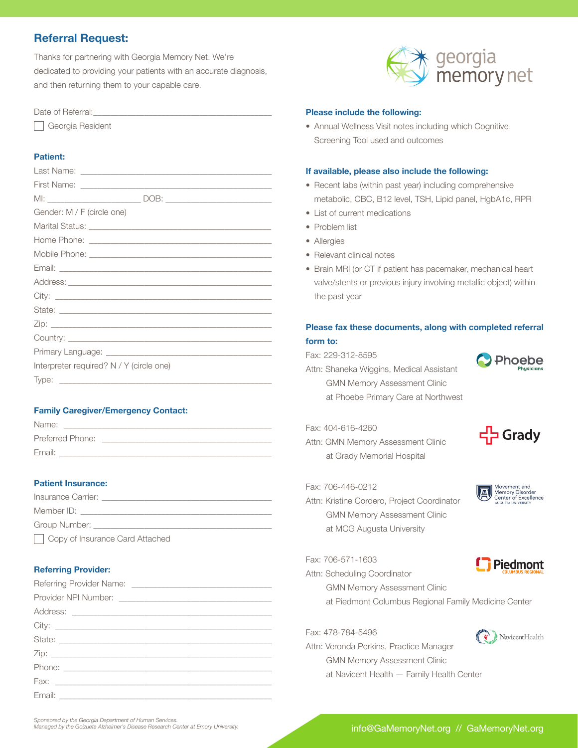## Referral Request:

Thanks for partnering with Georgia Memory Net. We're dedicated to providing your patients with an accurate diagnosis, and then returning them to your capable care.

Date of Referral: ______________________________

☐ Georgia Resident

### Patient:

Last Name: ______________________________

First Name: ______________________________

MI: ______________ DOB: ______________

Gender: M / F (circle one)

Marital Status: ______________________________

Home Phone: ______________________________

Mobile Phone: ______________________________

Email: ______________________________

Address: ______________________________

City: ______________________________

State: ______________________________

Zip: ______________________________

Country: ______________________________

Primary Language: ______________________________

Interpreter required? N / Y (circle one)

Type: ______________________________

### Family Caregiver/Emergency Contact:

Name: ______________________________

Preferred Phone: ______________________________

Email: ______________________________

### Patient Insurance:

Insurance Carrier: ______________________________

Member ID: ______________________________

Group Number: ______________________________

☐ Copy of Insurance Card Attached

### Referring Provider:

Referring Provider Name: ______________________________

Provider NPI Number: ______________________________

Address: ______________________________

City: ______________________________

State: ______________________________

Zip: ______________________________

Phone: ______________________________

Fax: ______________________________

Email: ______________________________

georgia memory net

### Please include the following:

- Annual Wellness Visit notes including which Cognitive Screening Tool used and outcomes

### If available, please also include the following:

- Recent labs (within past year) including comprehensive metabolic, CBC, B12 level, TSH, Lipid panel, HgbA1c, RPR
- List of current medications
- Problem list
- Allergies
- Relevant clinical notes
- Brain MRI (or CT if patient has pacemaker, mechanical heart valve/stents or previous injury involving metallic object) within the past year

### Please fax these documents, along with completed referral form to:

Fax: 229-312-8595
Attn: Shaneka Wiggins, Medical Assistant
GMN Memory Assessment Clinic
at Phoebe Primary Care at Northwest

Fax: 404-616-4260
Attn: GMN Memory Assessment Clinic
at Grady Memorial Hospital

Fax: 706-446-0212
Attn: Kristine Cordero, Project Coordinator
GMN Memory Assessment Clinic
at MCG Augusta University

Fax: 706-571-1603
Attn: Scheduling Coordinator
GMN Memory Assessment Clinic
at Piedmont Columbus Regional Family Medicine Center

Fax: 478-784-5496
Attn: Veronda Perkins, Practice Manager
GMN Memory Assessment Clinic
at Navicent Health — Family Health Center

*Sponsored by the Georgia Department of Human Services.*
*Managed by the Goizueta Alzheimer's Disease Research Center at Emory University.*

info@GaMemoryNet.org // GaMemoryNet.org